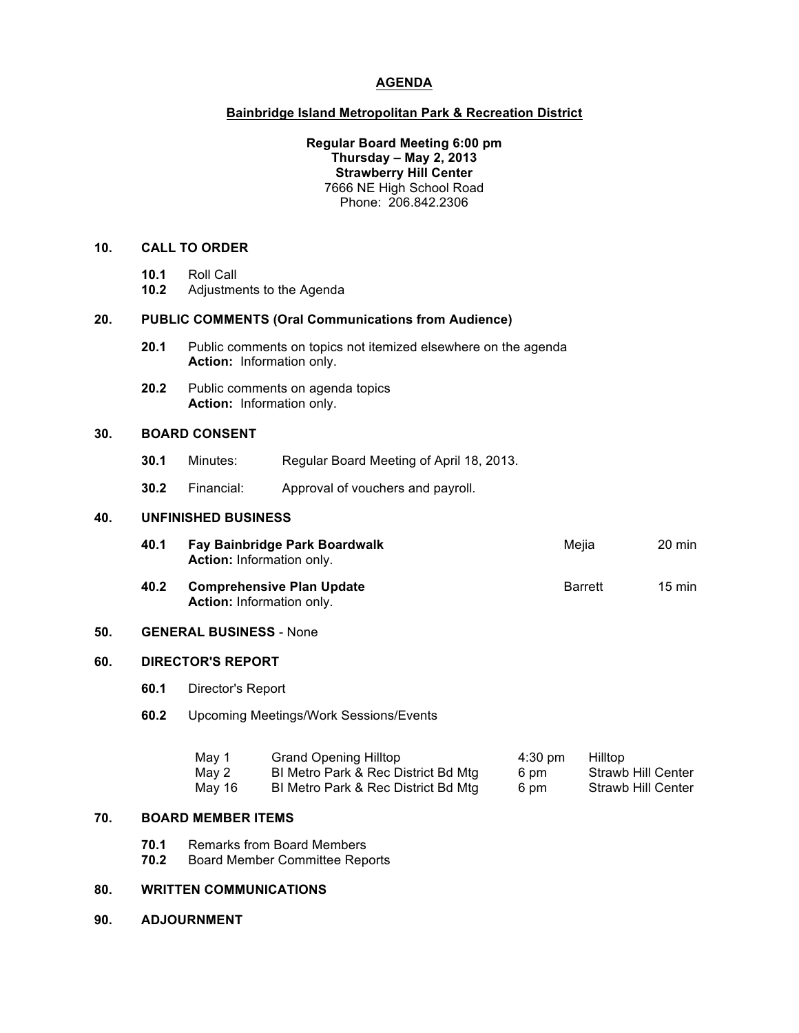# AGENDA

## Bainbridge Island Metropolitan Park & Recreation District

**Regular Board Meeting 6:00 pm**
**Thursday – May 2, 2013**
**Strawberry Hill Center**
7666 NE High School Road
Phone: 206.842.2306

### 10. CALL TO ORDER

**10.1** Roll Call
**10.2** Adjustments to the Agenda

### 20. PUBLIC COMMENTS (Oral Communications from Audience)

**20.1** Public comments on topics not itemized elsewhere on the agenda
**Action:** Information only.

**20.2** Public comments on agenda topics
**Action:** Information only.

### 30. BOARD CONSENT

**30.1** Minutes: Regular Board Meeting of April 18, 2013.

**30.2** Financial: Approval of vouchers and payroll.

### 40. UNFINISHED BUSINESS

**40.1** **Fay Bainbridge Park Boardwalk** — Mejia — 20 min
**Action:** Information only.

**40.2** **Comprehensive Plan Update** — Barrett — 15 min
**Action:** Information only.

### 50. GENERAL BUSINESS - None

### 60. DIRECTOR'S REPORT

**60.1** Director's Report

**60.2** Upcoming Meetings/Work Sessions/Events

| | | | |
|---|---|---|---|
| May 1 | Grand Opening Hilltop | 4:30 pm | Hilltop |
| May 2 | BI Metro Park & Rec District Bd Mtg | 6 pm | Strawb Hill Center |
| May 16 | BI Metro Park & Rec District Bd Mtg | 6 pm | Strawb Hill Center |

### 70. BOARD MEMBER ITEMS

**70.1** Remarks from Board Members
**70.2** Board Member Committee Reports

### 80. WRITTEN COMMUNICATIONS

### 90. ADJOURNMENT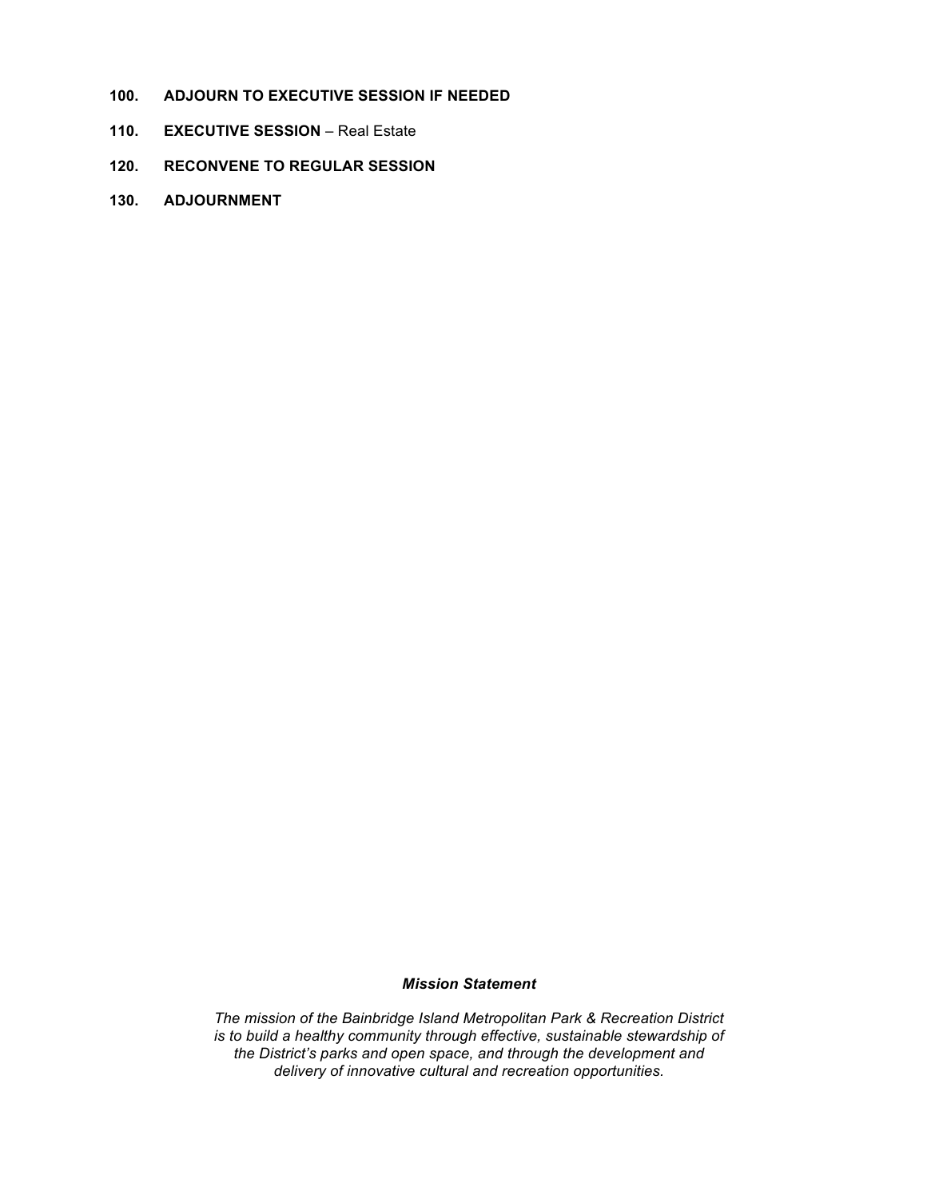**100. ADJOURN TO EXECUTIVE SESSION IF NEEDED**

**110. EXECUTIVE SESSION** – Real Estate

**120. RECONVENE TO REGULAR SESSION**

**130. ADJOURNMENT**

***Mission Statement***

*The mission of the Bainbridge Island Metropolitan Park & Recreation District is to build a healthy community through effective, sustainable stewardship of the District's parks and open space, and through the development and delivery of innovative cultural and recreation opportunities.*